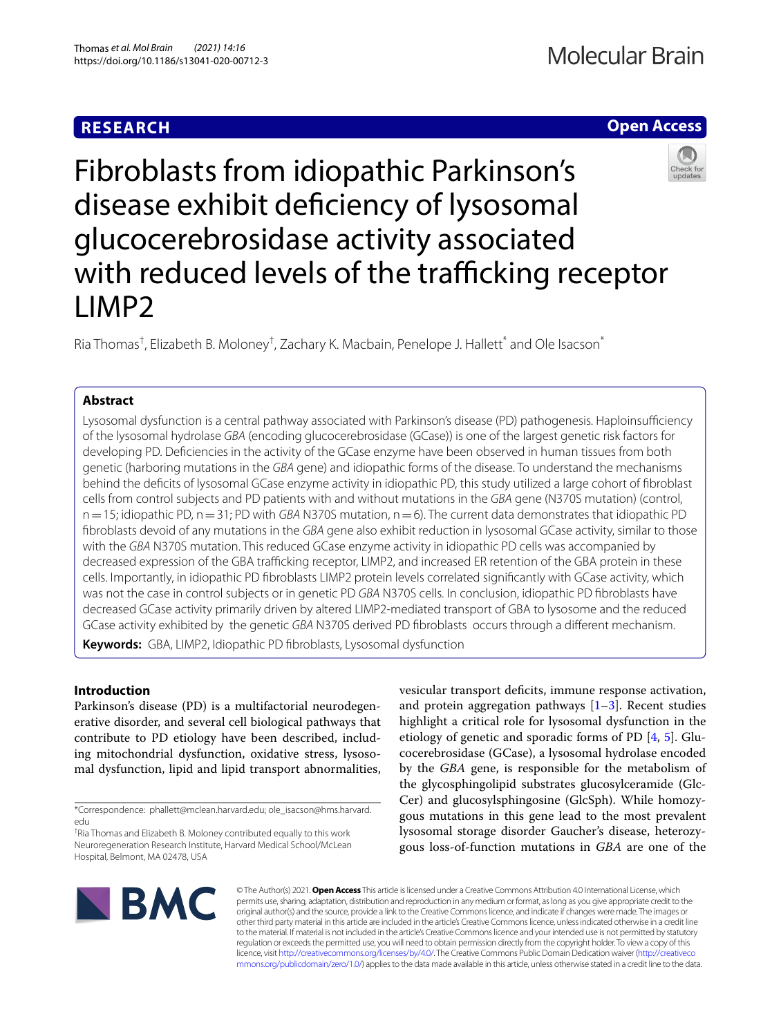**RESEARCH** **Open Access**

# Fibroblasts from idiopathic Parkinson's disease exhibit deficiency of lysosomal glucocerebrosidase activity associated with reduced levels of the trafficking receptor LIMP2

Ria Thomas[†], Elizabeth B. Moloney[†], Zachary K. Macbain, Penelope J. Hallett[*] and Ole Isacson[*]

## Abstract

Lysosomal dysfunction is a central pathway associated with Parkinson's disease (PD) pathogenesis. Haploinsufficiency of the lysosomal hydrolase *GBA* (encoding glucocerebrosidase (GCase)) is one of the largest genetic risk factors for developing PD. Deficiencies in the activity of the GCase enzyme have been observed in human tissues from both genetic (harboring mutations in the *GBA* gene) and idiopathic forms of the disease. To understand the mechanisms behind the deficits of lysosomal GCase enzyme activity in idiopathic PD, this study utilized a large cohort of fibroblast cells from control subjects and PD patients with and without mutations in the *GBA* gene (N370S mutation) (control, n = 15; idiopathic PD, n = 31; PD with *GBA* N370S mutation, n = 6). The current data demonstrates that idiopathic PD fibroblasts devoid of any mutations in the *GBA* gene also exhibit reduction in lysosomal GCase activity, similar to those with the *GBA* N370S mutation. This reduced GCase enzyme activity in idiopathic PD cells was accompanied by decreased expression of the GBA trafficking receptor, LIMP2, and increased ER retention of the GBA protein in these cells. Importantly, in idiopathic PD fibroblasts LIMP2 protein levels correlated significantly with GCase activity, which was not the case in control subjects or in genetic PD *GBA* N370S cells. In conclusion, idiopathic PD fibroblasts have decreased GCase activity primarily driven by altered LIMP2-mediated transport of GBA to lysosome and the reduced GCase activity exhibited by the genetic *GBA* N370S derived PD fibroblasts occurs through a different mechanism.

**Keywords:** GBA, LIMP2, Idiopathic PD fibroblasts, Lysosomal dysfunction

## Introduction

Parkinson's disease (PD) is a multifactorial neurodegenerative disorder, and several cell biological pathways that contribute to PD etiology have been described, including mitochondrial dysfunction, oxidative stress, lysosomal dysfunction, lipid and lipid transport abnormalities, vesicular transport deficits, immune response activation, and protein aggregation pathways [1–3]. Recent studies highlight a critical role for lysosomal dysfunction in the etiology of genetic and sporadic forms of PD [4, 5]. Glucocerebrosidase (GCase), a lysosomal hydrolase encoded by the *GBA* gene, is responsible for the metabolism of the glycosphingolipid substrates glucosylceramide (GlcCer) and glucosylsphingosine (GlcSph). While homozygous mutations in this gene lead to the most prevalent lysosomal storage disorder Gaucher's disease, heterozygous loss-of-function mutations in *GBA* are one of the

*Correspondence: phallett@mclean.harvard.edu; ole_isacson@hms.harvard.edu

†Ria Thomas and Elizabeth B. Moloney contributed equally to this work

Neuroregeneration Research Institute, Harvard Medical School/McLean Hospital, Belmont, MA 02478, USA

© The Author(s) 2021. **Open Access** This article is licensed under a Creative Commons Attribution 4.0 International License, which permits use, sharing, adaptation, distribution and reproduction in any medium or format, as long as you give appropriate credit to the original author(s) and the source, provide a link to the Creative Commons licence, and indicate if changes were made. The images or other third party material in this article are included in the article's Creative Commons licence, unless indicated otherwise in a credit line to the material. If material is not included in the article's Creative Commons licence and your intended use is not permitted by statutory regulation or exceeds the permitted use, you will need to obtain permission directly from the copyright holder. To view a copy of this licence, visit http://creativecommons.org/licenses/by/4.0/. The Creative Commons Public Domain Dedication waiver (http://creativecommons.org/publicdomain/zero/1.0/) applies to the data made available in this article, unless otherwise stated in a credit line to the data.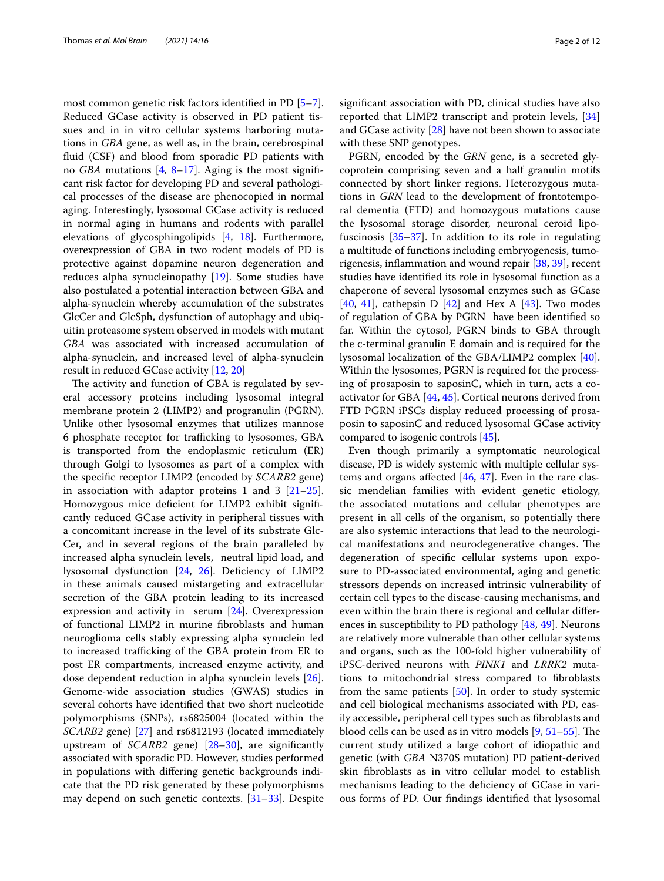most common genetic risk factors identified in PD [5–7]. Reduced GCase activity is observed in PD patient tissues and in in vitro cellular systems harboring mutations in *GBA* gene, as well as, in the brain, cerebrospinal fluid (CSF) and blood from sporadic PD patients with no *GBA* mutations [4, 8–17]. Aging is the most significant risk factor for developing PD and several pathological processes of the disease are phenocopied in normal aging. Interestingly, lysosomal GCase activity is reduced in normal aging in humans and rodents with parallel elevations of glycosphingolipids [4, 18]. Furthermore, overexpression of GBA in two rodent models of PD is protective against dopamine neuron degeneration and reduces alpha synucleinopathy [19]. Some studies have also postulated a potential interaction between GBA and alpha-synuclein whereby accumulation of the substrates GlcCer and GlcSph, dysfunction of autophagy and ubiquitin proteasome system observed in models with mutant *GBA* was associated with increased accumulation of alpha-synuclein, and increased level of alpha-synuclein result in reduced GCase activity [12, 20]

The activity and function of GBA is regulated by several accessory proteins including lysosomal integral membrane protein 2 (LIMP2) and progranulin (PGRN). Unlike other lysosomal enzymes that utilizes mannose 6 phosphate receptor for trafficking to lysosomes, GBA is transported from the endoplasmic reticulum (ER) through Golgi to lysosomes as part of a complex with the specific receptor LIMP2 (encoded by *SCARB2* gene) in association with adaptor proteins 1 and 3 [21–25]. Homozygous mice deficient for LIMP2 exhibit significantly reduced GCase activity in peripheral tissues with a concomitant increase in the level of its substrate GlcCer, and in several regions of the brain paralleled by increased alpha synuclein levels, neutral lipid load, and lysosomal dysfunction [24, 26]. Deficiency of LIMP2 in these animals caused mistargeting and extracellular secretion of the GBA protein leading to its increased expression and activity in serum [24]. Overexpression of functional LIMP2 in murine fibroblasts and human neuroglioma cells stably expressing alpha synuclein led to increased trafficking of the GBA protein from ER to post ER compartments, increased enzyme activity, and dose dependent reduction in alpha synuclein levels [26]. Genome-wide association studies (GWAS) studies in several cohorts have identified that two short nucleotide polymorphisms (SNPs), rs6825004 (located within the *SCARB2* gene) [27] and rs6812193 (located immediately upstream of *SCARB2* gene) [28–30], are significantly associated with sporadic PD. However, studies performed in populations with differing genetic backgrounds indicate that the PD risk generated by these polymorphisms may depend on such genetic contexts. [31–33]. Despite significant association with PD, clinical studies have also reported that LIMP2 transcript and protein levels, [34] and GCase activity [28] have not been shown to associate with these SNP genotypes.

PGRN, encoded by the *GRN* gene, is a secreted glycoprotein comprising seven and a half granulin motifs connected by short linker regions. Heterozygous mutations in *GRN* lead to the development of frontotemporal dementia (FTD) and homozygous mutations cause the lysosomal storage disorder, neuronal ceroid lipofuscinosis [35–37]. In addition to its role in regulating a multitude of functions including embryogenesis, tumorigenesis, inflammation and wound repair [38, 39], recent studies have identified its role in lysosomal function as a chaperone of several lysosomal enzymes such as GCase [40, 41], cathepsin D [42] and Hex A [43]. Two modes of regulation of GBA by PGRN have been identified so far. Within the cytosol, PGRN binds to GBA through the c-terminal granulin E domain and is required for the lysosomal localization of the GBA/LIMP2 complex [40]. Within the lysosomes, PGRN is required for the processing of prosaposin to saposinC, which in turn, acts a coactivator for GBA [44, 45]. Cortical neurons derived from FTD PGRN iPSCs display reduced processing of prosaposin to saposinC and reduced lysosomal GCase activity compared to isogenic controls [45].

Even though primarily a symptomatic neurological disease, PD is widely systemic with multiple cellular systems and organs affected [46, 47]. Even in the rare classic mendelian families with evident genetic etiology, the associated mutations and cellular phenotypes are present in all cells of the organism, so potentially there are also systemic interactions that lead to the neurological manifestations and neurodegenerative changes. The degeneration of specific cellular systems upon exposure to PD-associated environmental, aging and genetic stressors depends on increased intrinsic vulnerability of certain cell types to the disease-causing mechanisms, and even within the brain there is regional and cellular differences in susceptibility to PD pathology [48, 49]. Neurons are relatively more vulnerable than other cellular systems and organs, such as the 100-fold higher vulnerability of iPSC-derived neurons with *PINK1* and *LRRK2* mutations to mitochondrial stress compared to fibroblasts from the same patients [50]. In order to study systemic and cell biological mechanisms associated with PD, easily accessible, peripheral cell types such as fibroblasts and blood cells can be used as in vitro models [9, 51–55]. The current study utilized a large cohort of idiopathic and genetic (with *GBA* N370S mutation) PD patient-derived skin fibroblasts as in vitro cellular model to establish mechanisms leading to the deficiency of GCase in various forms of PD. Our findings identified that lysosomal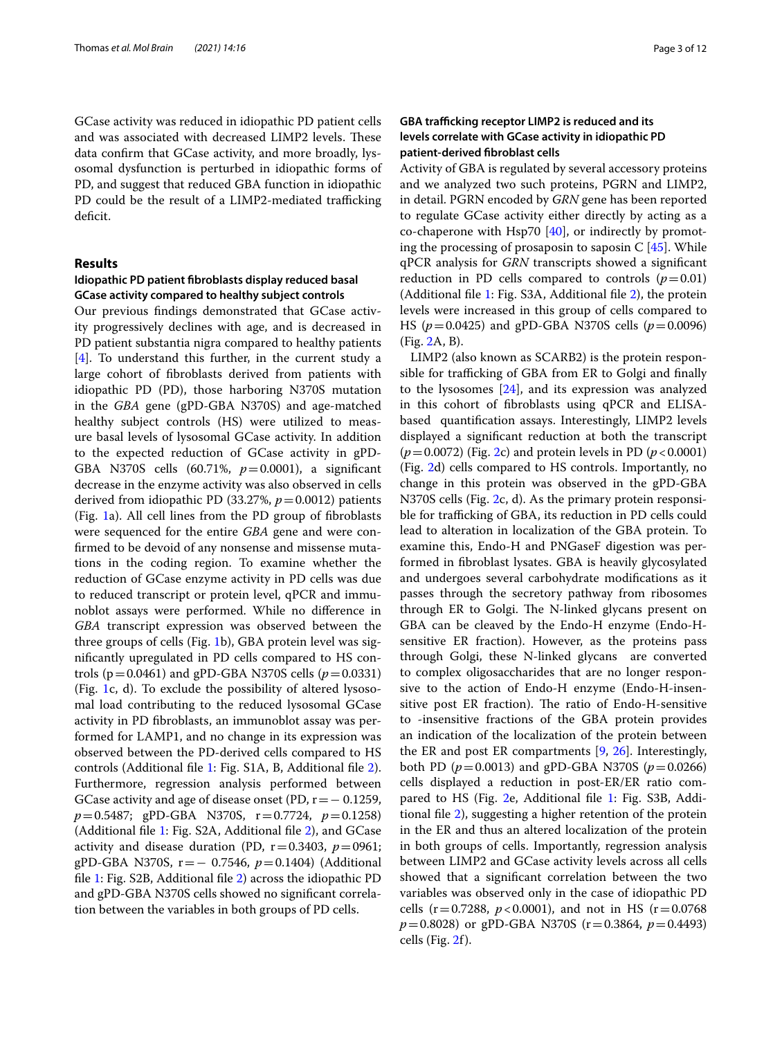GCase activity was reduced in idiopathic PD patient cells and was associated with decreased LIMP2 levels. These data confirm that GCase activity, and more broadly, lysosomal dysfunction is perturbed in idiopathic forms of PD, and suggest that reduced GBA function in idiopathic PD could be the result of a LIMP2-mediated trafficking deficit.

## Results

### Idiopathic PD patient fibroblasts display reduced basal GCase activity compared to healthy subject controls

Our previous findings demonstrated that GCase activity progressively declines with age, and is decreased in PD patient substantia nigra compared to healthy patients [4]. To understand this further, in the current study a large cohort of fibroblasts derived from patients with idiopathic PD (PD), those harboring N370S mutation in the *GBA* gene (gPD-GBA N370S) and age-matched healthy subject controls (HS) were utilized to measure basal levels of lysosomal GCase activity. In addition to the expected reduction of GCase activity in gPD-GBA N370S cells (60.71%, $p = 0.0001$), a significant decrease in the enzyme activity was also observed in cells derived from idiopathic PD (33.27%, $p = 0.0012$) patients (Fig. 1a). All cell lines from the PD group of fibroblasts were sequenced for the entire *GBA* gene and were confirmed to be devoid of any nonsense and missense mutations in the coding region. To examine whether the reduction of GCase enzyme activity in PD cells was due to reduced transcript or protein level, qPCR and immunoblot assays were performed. While no difference in *GBA* transcript expression was observed between the three groups of cells (Fig. 1b), GBA protein level was significantly upregulated in PD cells compared to HS controls ($p = 0.0461$) and gPD-GBA N370S cells ($p = 0.0331$) (Fig. 1c, d). To exclude the possibility of altered lysosomal load contributing to the reduced lysosomal GCase activity in PD fibroblasts, an immunoblot assay was performed for LAMP1, and no change in its expression was observed between the PD-derived cells compared to HS controls (Additional file 1: Fig. S1A, B, Additional file 2). Furthermore, regression analysis performed between GCase activity and age of disease onset (PD, $r = -0.1259$, $p = 0.5487$; gPD-GBA N370S, $r = 0.7724$, $p = 0.1258$) (Additional file 1: Fig. S2A, Additional file 2), and GCase activity and disease duration (PD, $r = 0.3403$, $p = 0961$; gPD-GBA N370S, $r = -0.7546$, $p = 0.1404$) (Additional file 1: Fig. S2B, Additional file 2) across the idiopathic PD and gPD-GBA N370S cells showed no significant correlation between the variables in both groups of PD cells.

### GBA trafficking receptor LIMP2 is reduced and its levels correlate with GCase activity in idiopathic PD patient-derived fibroblast cells

Activity of GBA is regulated by several accessory proteins and we analyzed two such proteins, PGRN and LIMP2, in detail. PGRN encoded by *GRN* gene has been reported to regulate GCase activity either directly by acting as a co-chaperone with Hsp70 [40], or indirectly by promoting the processing of prosaposin to saposin C [45]. While qPCR analysis for *GRN* transcripts showed a significant reduction in PD cells compared to controls ($p = 0.01$) (Additional file 1: Fig. S3A, Additional file 2), the protein levels were increased in this group of cells compared to HS ($p = 0.0425$) and gPD-GBA N370S cells ($p = 0.0096$) (Fig. 2A, B).

LIMP2 (also known as SCARB2) is the protein responsible for trafficking of GBA from ER to Golgi and finally to the lysosomes [24], and its expression was analyzed in this cohort of fibroblasts using qPCR and ELISA-based quantification assays. Interestingly, LIMP2 levels displayed a significant reduction at both the transcript ($p = 0.0072$) (Fig. 2c) and protein levels in PD ($p < 0.0001$) (Fig. 2d) cells compared to HS controls. Importantly, no change in this protein was observed in the gPD-GBA N370S cells (Fig. 2c, d). As the primary protein responsible for trafficking of GBA, its reduction in PD cells could lead to alteration in localization of the GBA protein. To examine this, Endo-H and PNGaseF digestion was performed in fibroblast lysates. GBA is heavily glycosylated and undergoes several carbohydrate modifications as it passes through the secretory pathway from ribosomes through ER to Golgi. The N-linked glycans present on GBA can be cleaved by the Endo-H enzyme (Endo-H-sensitive ER fraction). However, as the proteins pass through Golgi, these N-linked glycans are converted to complex oligosaccharides that are no longer responsive to the action of Endo-H enzyme (Endo-H-insensitive post ER fraction). The ratio of Endo-H-sensitive to -insensitive fractions of the GBA protein provides an indication of the localization of the protein between the ER and post ER compartments [9, 26]. Interestingly, both PD ($p = 0.0013$) and gPD-GBA N370S ($p = 0.0266$) cells displayed a reduction in post-ER/ER ratio compared to HS (Fig. 2e, Additional file 1: Fig. S3B, Additional file 2), suggesting a higher retention of the protein in the ER and thus an altered localization of the protein in both groups of cells. Importantly, regression analysis between LIMP2 and GCase activity levels across all cells showed that a significant correlation between the two variables was observed only in the case of idiopathic PD cells ($r = 0.7288$, $p < 0.0001$), and not in HS ($r = 0.0768$ $p = 0.8028$) or gPD-GBA N370S ($r = 0.3864$, $p = 0.4493$) cells (Fig. 2f).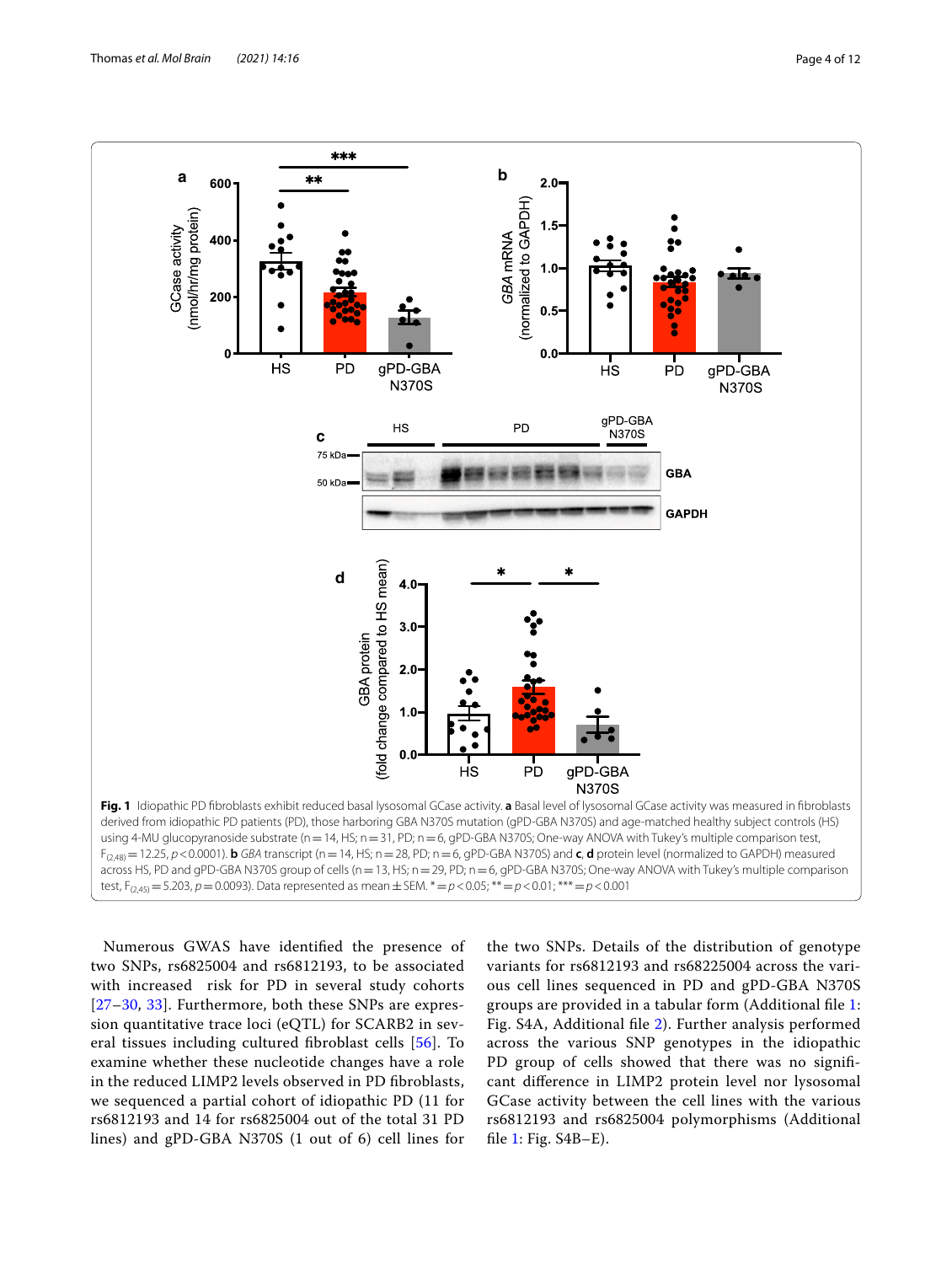**Fig. 1** Idiopathic PD fibroblasts exhibit reduced basal lysosomal GCase activity. **a** Basal level of lysosomal GCase activity was measured in fibroblasts derived from idiopathic PD patients (PD), those harboring GBA N370S mutation (gPD-GBA N370S) and age-matched healthy subject controls (HS) using 4-MU glucopyranoside substrate (n = 14, HS; n = 31, PD; n = 6, gPD-GBA N370S; One-way ANOVA with Tukey's multiple comparison test, $F_{(2,48)} = 12.25$, $p < 0.0001$). **b** *GBA* transcript (n = 14, HS; n = 28, PD; n = 6, gPD-GBA N370S) and **c**, **d** protein level (normalized to GAPDH) measured across HS, PD and gPD-GBA N370S group of cells (n = 13, HS; n = 29, PD; n = 6, gPD-GBA N370S; One-way ANOVA with Tukey's multiple comparison test, $F_{(2,45)} = 5.203$, $p = 0.0093$). Data represented as mean ± SEM. * = $p < 0.05$; ** = $p < 0.01$; *** = $p < 0.001$

Numerous GWAS have identified the presence of two SNPs, rs6825004 and rs6812193, to be associated with increased risk for PD in several study cohorts [27–30, 33]. Furthermore, both these SNPs are expression quantitative trace loci (eQTL) for SCARB2 in several tissues including cultured fibroblast cells [56]. To examine whether these nucleotide changes have a role in the reduced LIMP2 levels observed in PD fibroblasts, we sequenced a partial cohort of idiopathic PD (11 for rs6812193 and 14 for rs6825004 out of the total 31 PD lines) and gPD-GBA N370S (1 out of 6) cell lines for the two SNPs. Details of the distribution of genotype variants for rs6812193 and rs68225004 across the various cell lines sequenced in PD and gPD-GBA N370S groups are provided in a tabular form (Additional file 1: Fig. S4A, Additional file 2). Further analysis performed across the various SNP genotypes in the idiopathic PD group of cells showed that there was no significant difference in LIMP2 protein level nor lysosomal GCase activity between the cell lines with the various rs6812193 and rs6825004 polymorphisms (Additional file 1: Fig. S4B–E).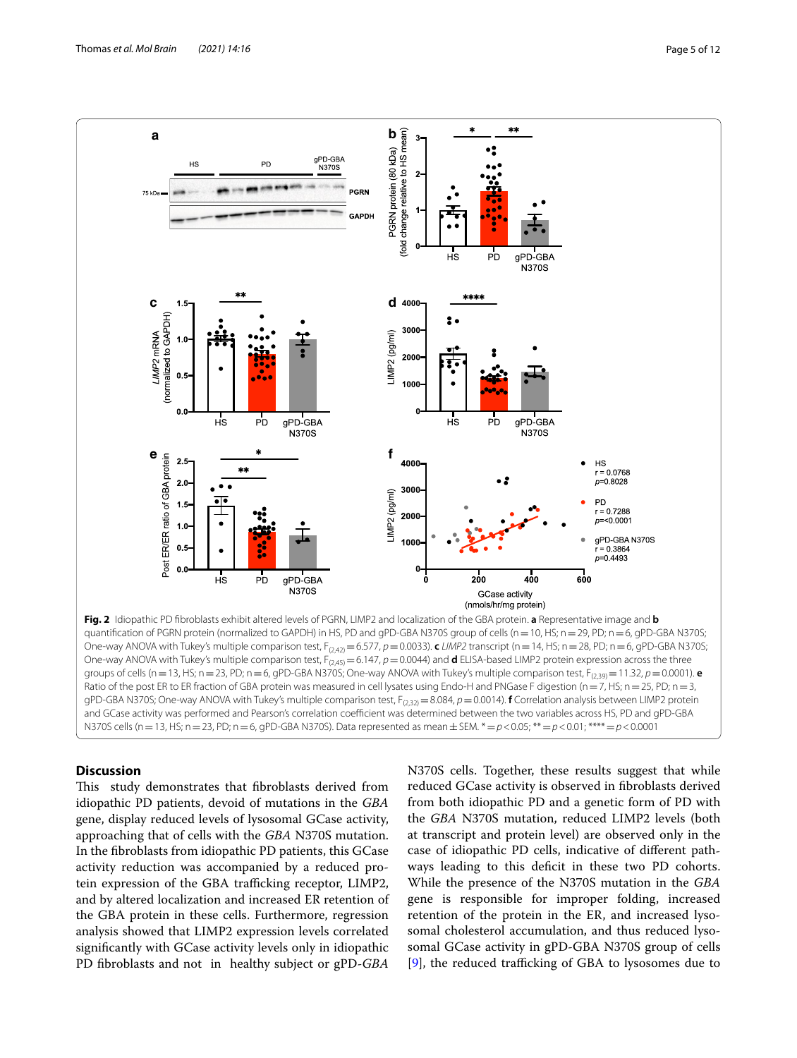**Fig. 2** Idiopathic PD fibroblasts exhibit altered levels of PGRN, LIMP2 and localization of the GBA protein. **a** Representative image and **b** quantification of PGRN protein (normalized to GAPDH) in HS, PD and gPD-GBA N370S group of cells (n = 10, HS; n = 29, PD; n = 6, gPD-GBA N370S; One-way ANOVA with Tukey's multiple comparison test, $F_{(2,42)} = 6.577$, $p = 0.0033$). **c** *LIMP2* transcript (n = 14, HS; n = 28, PD; n = 6, gPD-GBA N370S; One-way ANOVA with Tukey's multiple comparison test, $F_{(2,45)} = 6.147$, $p = 0.0044$) and **d** ELISA-based LIMP2 protein expression across the three groups of cells (n = 13, HS; n = 23, PD; n = 6, gPD-GBA N370S; One-way ANOVA with Tukey's multiple comparison test, $F_{(2,39)} = 11.32$, $p = 0.0001$). **e** Ratio of the post ER to ER fraction of GBA protein was measured in cell lysates using Endo-H and PNGase F digestion (n = 7, HS; n = 25, PD; n = 3, gPD-GBA N370S; One-way ANOVA with Tukey's multiple comparison test, $F_{(2,32)} = 8.084$, $p = 0.0014$). **f** Correlation analysis between LIMP2 protein and GCase activity was performed and Pearson's correlation coefficient was determined between the two variables across HS, PD and gPD-GBA N370S cells (n = 13, HS; n = 23, PD; n = 6, gPD-GBA N370S). Data represented as mean ± SEM. * = $p < 0.05$; ** = $p < 0.01$; **** = $p < 0.0001$

## Discussion

This study demonstrates that fibroblasts derived from idiopathic PD patients, devoid of mutations in the *GBA* gene, display reduced levels of lysosomal GCase activity, approaching that of cells with the *GBA* N370S mutation. In the fibroblasts from idiopathic PD patients, this GCase activity reduction was accompanied by a reduced protein expression of the GBA trafficking receptor, LIMP2, and by altered localization and increased ER retention of the GBA protein in these cells. Furthermore, regression analysis showed that LIMP2 expression levels correlated significantly with GCase activity levels only in idiopathic PD fibroblasts and not in healthy subject or gPD-*GBA* N370S cells. Together, these results suggest that while reduced GCase activity is observed in fibroblasts derived from both idiopathic PD and a genetic form of PD with the *GBA* N370S mutation, reduced LIMP2 levels (both at transcript and protein level) are observed only in the case of idiopathic PD cells, indicative of different pathways leading to this deficit in these two PD cohorts. While the presence of the N370S mutation in the *GBA* gene is responsible for improper folding, increased retention of the protein in the ER, and increased lysosomal cholesterol accumulation, and thus reduced lysosomal GCase activity in gPD-GBA N370S group of cells [9], the reduced trafficking of GBA to lysosomes due to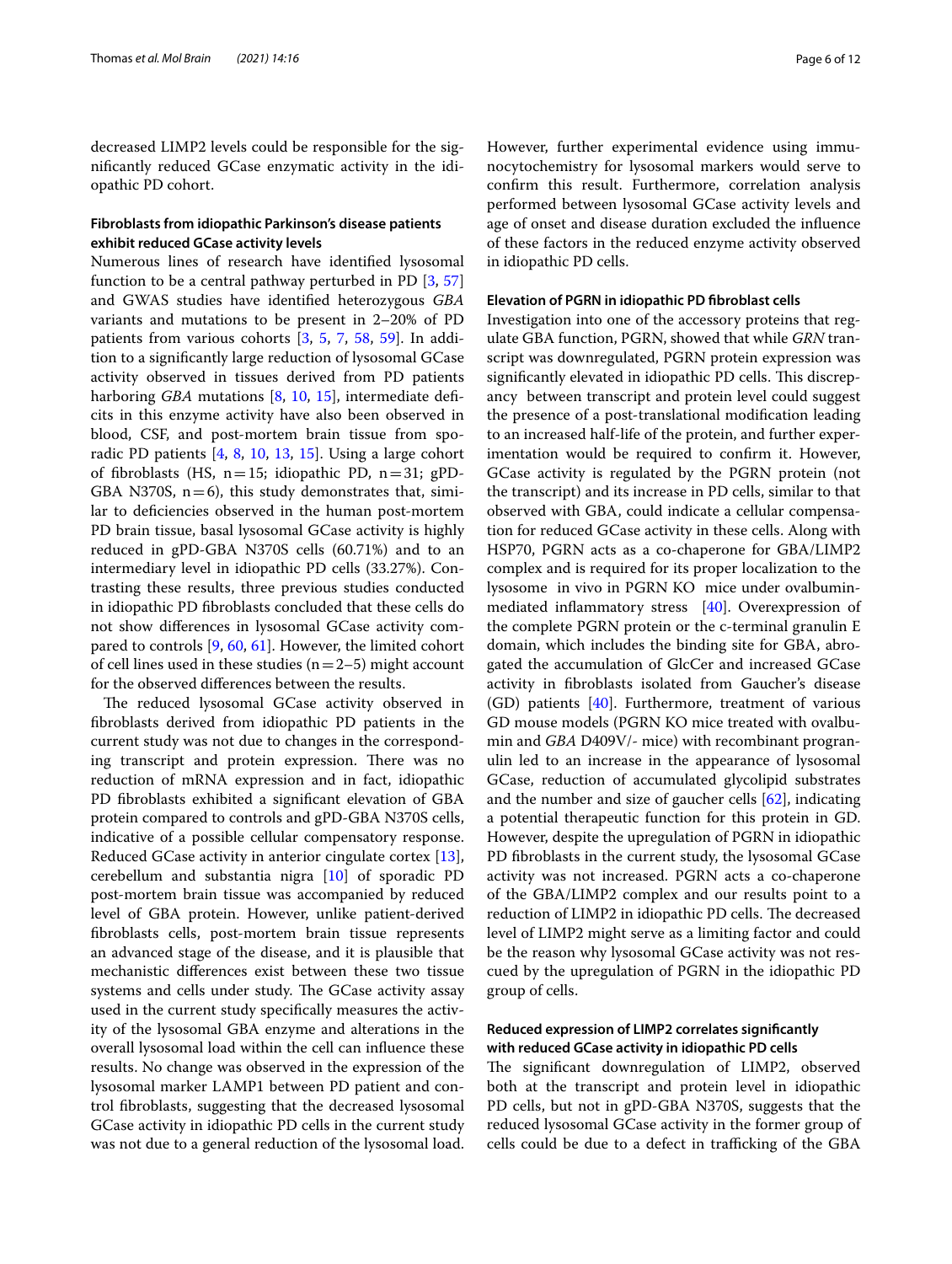decreased LIMP2 levels could be responsible for the significantly reduced GCase enzymatic activity in the idiopathic PD cohort.

### Fibroblasts from idiopathic Parkinson's disease patients exhibit reduced GCase activity levels

Numerous lines of research have identified lysosomal function to be a central pathway perturbed in PD [3, 57] and GWAS studies have identified heterozygous *GBA* variants and mutations to be present in 2–20% of PD patients from various cohorts [3, 5, 7, 58, 59]. In addition to a significantly large reduction of lysosomal GCase activity observed in tissues derived from PD patients harboring *GBA* mutations [8, 10, 15], intermediate deficits in this enzyme activity have also been observed in blood, CSF, and post-mortem brain tissue from sporadic PD patients [4, 8, 10, 13, 15]. Using a large cohort of fibroblasts (HS, n = 15; idiopathic PD, n = 31; gPD-GBA N370S, n = 6), this study demonstrates that, similar to deficiencies observed in the human post-mortem PD brain tissue, basal lysosomal GCase activity is highly reduced in gPD-GBA N370S cells (60.71%) and to an intermediary level in idiopathic PD cells (33.27%). Contrasting these results, three previous studies conducted in idiopathic PD fibroblasts concluded that these cells do not show differences in lysosomal GCase activity compared to controls [9, 60, 61]. However, the limited cohort of cell lines used in these studies (n = 2–5) might account for the observed differences between the results.

The reduced lysosomal GCase activity observed in fibroblasts derived from idiopathic PD patients in the current study was not due to changes in the corresponding transcript and protein expression. There was no reduction of mRNA expression and in fact, idiopathic PD fibroblasts exhibited a significant elevation of GBA protein compared to controls and gPD-GBA N370S cells, indicative of a possible cellular compensatory response. Reduced GCase activity in anterior cingulate cortex [13], cerebellum and substantia nigra [10] of sporadic PD post-mortem brain tissue was accompanied by reduced level of GBA protein. However, unlike patient-derived fibroblasts cells, post-mortem brain tissue represents an advanced stage of the disease, and it is plausible that mechanistic differences exist between these two tissue systems and cells under study. The GCase activity assay used in the current study specifically measures the activity of the lysosomal GBA enzyme and alterations in the overall lysosomal load within the cell can influence these results. No change was observed in the expression of the lysosomal marker LAMP1 between PD patient and control fibroblasts, suggesting that the decreased lysosomal GCase activity in idiopathic PD cells in the current study was not due to a general reduction of the lysosomal load. However, further experimental evidence using immunocytochemistry for lysosomal markers would serve to confirm this result. Furthermore, correlation analysis performed between lysosomal GCase activity levels and age of onset and disease duration excluded the influence of these factors in the reduced enzyme activity observed in idiopathic PD cells.

### Elevation of PGRN in idiopathic PD fibroblast cells

Investigation into one of the accessory proteins that regulate GBA function, PGRN, showed that while *GRN* transcript was downregulated, PGRN protein expression was significantly elevated in idiopathic PD cells. This discrepancy between transcript and protein level could suggest the presence of a post-translational modification leading to an increased half-life of the protein, and further experimentation would be required to confirm it. However, GCase activity is regulated by the PGRN protein (not the transcript) and its increase in PD cells, similar to that observed with GBA, could indicate a cellular compensation for reduced GCase activity in these cells. Along with HSP70, PGRN acts as a co-chaperone for GBA/LIMP2 complex and is required for its proper localization to the lysosome in vivo in PGRN KO mice under ovalbumin-mediated inflammatory stress [40]. Overexpression of the complete PGRN protein or the c-terminal granulin E domain, which includes the binding site for GBA, abrogated the accumulation of GlcCer and increased GCase activity in fibroblasts isolated from Gaucher's disease (GD) patients [40]. Furthermore, treatment of various GD mouse models (PGRN KO mice treated with ovalbumin and *GBA* D409V/- mice) with recombinant progranulin led to an increase in the appearance of lysosomal GCase, reduction of accumulated glycolipid substrates and the number and size of gaucher cells [62], indicating a potential therapeutic function for this protein in GD. However, despite the upregulation of PGRN in idiopathic PD fibroblasts in the current study, the lysosomal GCase activity was not increased. PGRN acts a co-chaperone of the GBA/LIMP2 complex and our results point to a reduction of LIMP2 in idiopathic PD cells. The decreased level of LIMP2 might serve as a limiting factor and could be the reason why lysosomal GCase activity was not rescued by the upregulation of PGRN in the idiopathic PD group of cells.

### Reduced expression of LIMP2 correlates significantly with reduced GCase activity in idiopathic PD cells

The significant downregulation of LIMP2, observed both at the transcript and protein level in idiopathic PD cells, but not in gPD-GBA N370S, suggests that the reduced lysosomal GCase activity in the former group of cells could be due to a defect in trafficking of the GBA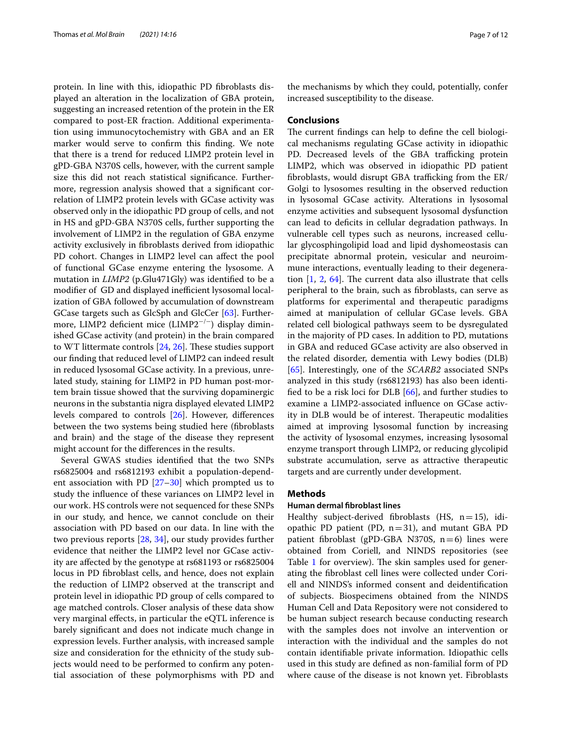protein. In line with this, idiopathic PD fibroblasts displayed an alteration in the localization of GBA protein, suggesting an increased retention of the protein in the ER compared to post-ER fraction. Additional experimentation using immunocytochemistry with GBA and an ER marker would serve to confirm this finding. We note that there is a trend for reduced LIMP2 protein level in gPD-GBA N370S cells, however, with the current sample size this did not reach statistical significance. Furthermore, regression analysis showed that a significant correlation of LIMP2 protein levels with GCase activity was observed only in the idiopathic PD group of cells, and not in HS and gPD-GBA N370S cells, further supporting the involvement of LIMP2 in the regulation of GBA enzyme activity exclusively in fibroblasts derived from idiopathic PD cohort. Changes in LIMP2 level can affect the pool of functional GCase enzyme entering the lysosome. A mutation in *LIMP2* (p.Glu471Gly) was identified to be a modifier of GD and displayed inefficient lysosomal localization of GBA followed by accumulation of downstream GCase targets such as GlcSph and GlcCer [63]. Furthermore, LIMP2 deficient mice (LIMP2$^{-/-}$) display diminished GCase activity (and protein) in the brain compared to WT littermate controls [24, 26]. These studies support our finding that reduced level of LIMP2 can indeed result in reduced lysosomal GCase activity. In a previous, unrelated study, staining for LIMP2 in PD human post-mortem brain tissue showed that the surviving dopaminergic neurons in the substantia nigra displayed elevated LIMP2 levels compared to controls [26]. However, differences between the two systems being studied here (fibroblasts and brain) and the stage of the disease they represent might account for the differences in the results.

Several GWAS studies identified that the two SNPs rs6825004 and rs6812193 exhibit a population-dependent association with PD [27–30] which prompted us to study the influence of these variances on LIMP2 level in our work. HS controls were not sequenced for these SNPs in our study, and hence, we cannot conclude on their association with PD based on our data. In line with the two previous reports [28, 34], our study provides further evidence that neither the LIMP2 level nor GCase activity are affected by the genotype at rs681193 or rs6825004 locus in PD fibroblast cells, and hence, does not explain the reduction of LIMP2 observed at the transcript and protein level in idiopathic PD group of cells compared to age matched controls. Closer analysis of these data show very marginal effects, in particular the eQTL inference is barely significant and does not indicate much change in expression levels. Further analysis, with increased sample size and consideration for the ethnicity of the study subjects would need to be performed to confirm any potential association of these polymorphisms with PD and the mechanisms by which they could, potentially, confer increased susceptibility to the disease.

## Conclusions

The current findings can help to define the cell biological mechanisms regulating GCase activity in idiopathic PD. Decreased levels of the GBA trafficking protein LIMP2, which was observed in idiopathic PD patient fibroblasts, would disrupt GBA trafficking from the ER/Golgi to lysosomes resulting in the observed reduction in lysosomal GCase activity. Alterations in lysosomal enzyme activities and subsequent lysosomal dysfunction can lead to deficits in cellular degradation pathways. In vulnerable cell types such as neurons, increased cellular glycosphingolipid load and lipid dyshomeostasis can precipitate abnormal protein, vesicular and neuroimmune interactions, eventually leading to their degeneration [1, 2, 64]. The current data also illustrate that cells peripheral to the brain, such as fibroblasts, can serve as platforms for experimental and therapeutic paradigms aimed at manipulation of cellular GCase levels. GBA related cell biological pathways seem to be dysregulated in the majority of PD cases. In addition to PD, mutations in GBA and reduced GCase activity are also observed in the related disorder, dementia with Lewy bodies (DLB) [65]. Interestingly, one of the *SCARB2* associated SNPs analyzed in this study (rs6812193) has also been identified to be a risk loci for DLB [66], and further studies to examine a LIMP2-associated influence on GCase activity in DLB would be of interest. Therapeutic modalities aimed at improving lysosomal function by increasing the activity of lysosomal enzymes, increasing lysosomal enzyme transport through LIMP2, or reducing glycolipid substrate accumulation, serve as attractive therapeutic targets and are currently under development.

## Methods

### Human dermal fibroblast lines

Healthy subject-derived fibroblasts (HS, n = 15), idiopathic PD patient (PD, n = 31), and mutant GBA PD patient fibroblast (gPD-GBA N370S, n = 6) lines were obtained from Coriell, and NINDS repositories (see Table 1 for overview). The skin samples used for generating the fibroblast cell lines were collected under Coriell and NINDS's informed consent and deidentification of subjects. Biospecimens obtained from the NINDS Human Cell and Data Repository were not considered to be human subject research because conducting research with the samples does not involve an intervention or interaction with the individual and the samples do not contain identifiable private information. Idiopathic cells used in this study are defined as non-familial form of PD where cause of the disease is not known yet. Fibroblasts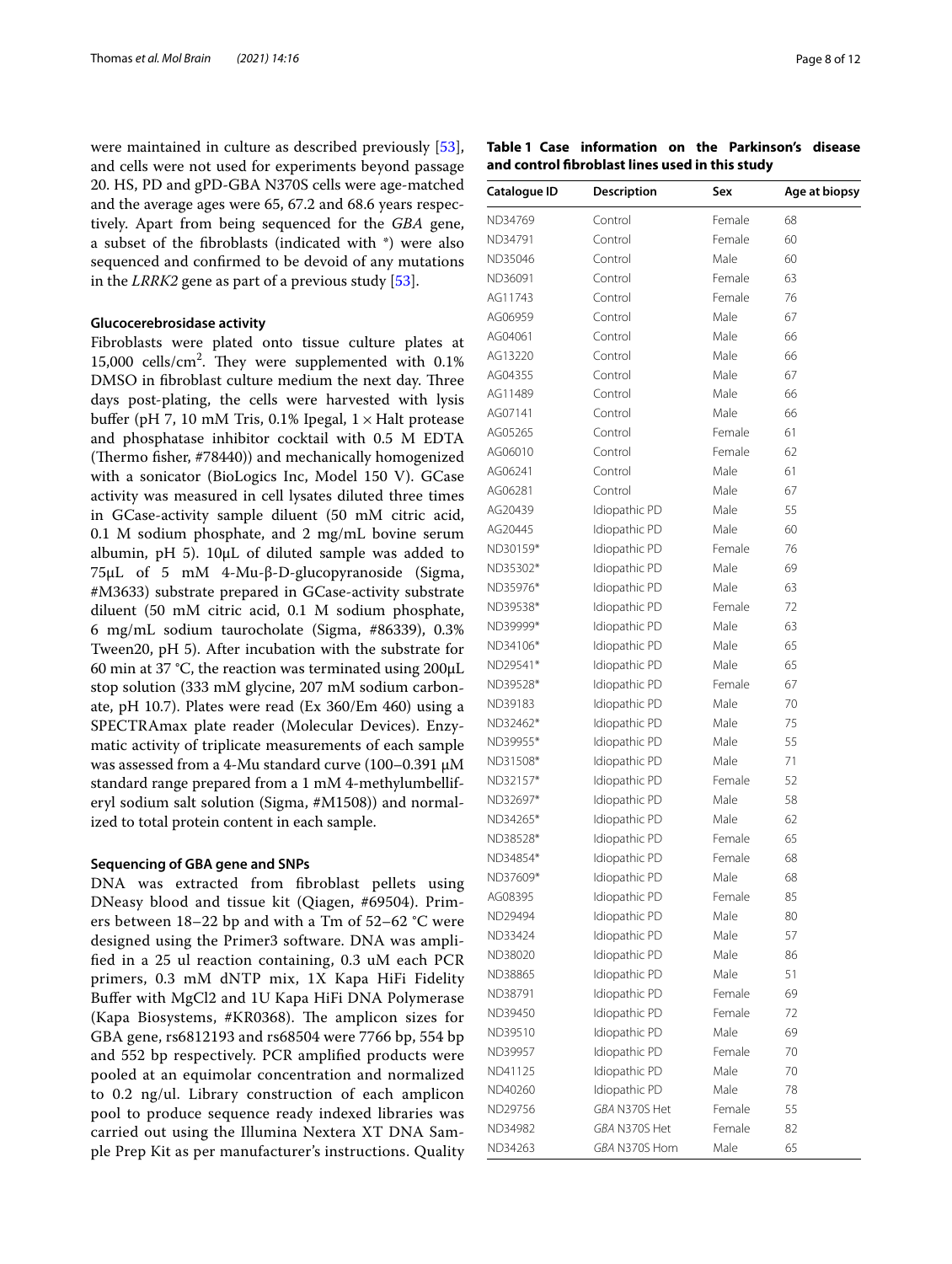were maintained in culture as described previously [53], and cells were not used for experiments beyond passage 20. HS, PD and gPD-GBA N370S cells were age-matched and the average ages were 65, 67.2 and 68.6 years respectively. Apart from being sequenced for the *GBA* gene, a subset of the fibroblasts (indicated with *) were also sequenced and confirmed to be devoid of any mutations in the *LRRK2* gene as part of a previous study [53].

### Glucocerebrosidase activity

Fibroblasts were plated onto tissue culture plates at 15,000 cells/cm$^2$. They were supplemented with 0.1% DMSO in fibroblast culture medium the next day. Three days post-plating, the cells were harvested with lysis buffer (pH 7, 10 mM Tris, 0.1% Ipegal, 1 × Halt protease and phosphatase inhibitor cocktail with 0.5 M EDTA (Thermo fisher, #78440)) and mechanically homogenized with a sonicator (BioLogics Inc, Model 150 V). GCase activity was measured in cell lysates diluted three times in GCase-activity sample diluent (50 mM citric acid, 0.1 M sodium phosphate, and 2 mg/mL bovine serum albumin, pH 5). 10μL of diluted sample was added to 75μL of 5 mM 4-Mu-β-D-glucopyranoside (Sigma, #M3633) substrate prepared in GCase-activity substrate diluent (50 mM citric acid, 0.1 M sodium phosphate, 6 mg/mL sodium taurocholate (Sigma, #86339), 0.3% Tween20, pH 5). After incubation with the substrate for 60 min at 37 °C, the reaction was terminated using 200μL stop solution (333 mM glycine, 207 mM sodium carbonate, pH 10.7). Plates were read (Ex 360/Em 460) using a SPECTRAmax plate reader (Molecular Devices). Enzymatic activity of triplicate measurements of each sample was assessed from a 4-Mu standard curve (100–0.391 μM standard range prepared from a 1 mM 4-methylumbelliferyl sodium salt solution (Sigma, #M1508)) and normalized to total protein content in each sample.

### Sequencing of GBA gene and SNPs

DNA was extracted from fibroblast pellets using DNeasy blood and tissue kit (Qiagen, #69504). Primers between 18–22 bp and with a Tm of 52–62 °C were designed using the Primer3 software. DNA was amplified in a 25 ul reaction containing, 0.3 uM each PCR primers, 0.3 mM dNTP mix, 1X Kapa HiFi Fidelity Buffer with MgCl2 and 1U Kapa HiFi DNA Polymerase (Kapa Biosystems, #KR0368). The amplicon sizes for GBA gene, rs6812193 and rs68504 were 7766 bp, 554 bp and 552 bp respectively. PCR amplified products were pooled at an equimolar concentration and normalized to 0.2 ng/ul. Library construction of each amplicon pool to produce sequence ready indexed libraries was carried out using the Illumina Nextera XT DNA Sample Prep Kit as per manufacturer's instructions. Quality

**Table 1 Case information on the Parkinson's disease and control fibroblast lines used in this study**

| Catalogue ID | Description | Sex | Age at biopsy |
|---|---|---|---|
| ND34769 | Control | Female | 68 |
| ND34791 | Control | Female | 60 |
| ND35046 | Control | Male | 60 |
| ND36091 | Control | Female | 63 |
| AG11743 | Control | Female | 76 |
| AG06959 | Control | Male | 67 |
| AG04061 | Control | Male | 66 |
| AG13220 | Control | Male | 66 |
| AG04355 | Control | Male | 67 |
| AG11489 | Control | Male | 66 |
| AG07141 | Control | Male | 66 |
| AG05265 | Control | Female | 61 |
| AG06010 | Control | Female | 62 |
| AG06241 | Control | Male | 61 |
| AG06281 | Control | Male | 67 |
| AG20439 | Idiopathic PD | Male | 55 |
| AG20445 | Idiopathic PD | Male | 60 |
| ND30159* | Idiopathic PD | Female | 76 |
| ND35302* | Idiopathic PD | Male | 69 |
| ND35976* | Idiopathic PD | Male | 63 |
| ND39538* | Idiopathic PD | Female | 72 |
| ND39999* | Idiopathic PD | Male | 63 |
| ND34106* | Idiopathic PD | Male | 65 |
| ND29541* | Idiopathic PD | Male | 65 |
| ND39528* | Idiopathic PD | Female | 67 |
| ND39183 | Idiopathic PD | Male | 70 |
| ND32462* | Idiopathic PD | Male | 75 |
| ND39955* | Idiopathic PD | Male | 55 |
| ND31508* | Idiopathic PD | Male | 71 |
| ND32157* | Idiopathic PD | Female | 52 |
| ND32697* | Idiopathic PD | Male | 58 |
| ND34265* | Idiopathic PD | Male | 62 |
| ND38528* | Idiopathic PD | Female | 65 |
| ND34854* | Idiopathic PD | Female | 68 |
| ND37609* | Idiopathic PD | Male | 68 |
| AG08395 | Idiopathic PD | Female | 85 |
| ND29494 | Idiopathic PD | Male | 80 |
| ND33424 | Idiopathic PD | Male | 57 |
| ND38020 | Idiopathic PD | Male | 86 |
| ND38865 | Idiopathic PD | Male | 51 |
| ND38791 | Idiopathic PD | Female | 69 |
| ND39450 | Idiopathic PD | Female | 72 |
| ND39510 | Idiopathic PD | Male | 69 |
| ND39957 | Idiopathic PD | Female | 70 |
| ND41125 | Idiopathic PD | Male | 70 |
| ND40260 | Idiopathic PD | Male | 78 |
| ND29756 | *GBA* N370S Het | Female | 55 |
| ND34982 | *GBA* N370S Het | Female | 82 |
| ND34263 | *GBA* N370S Hom | Male | 65 |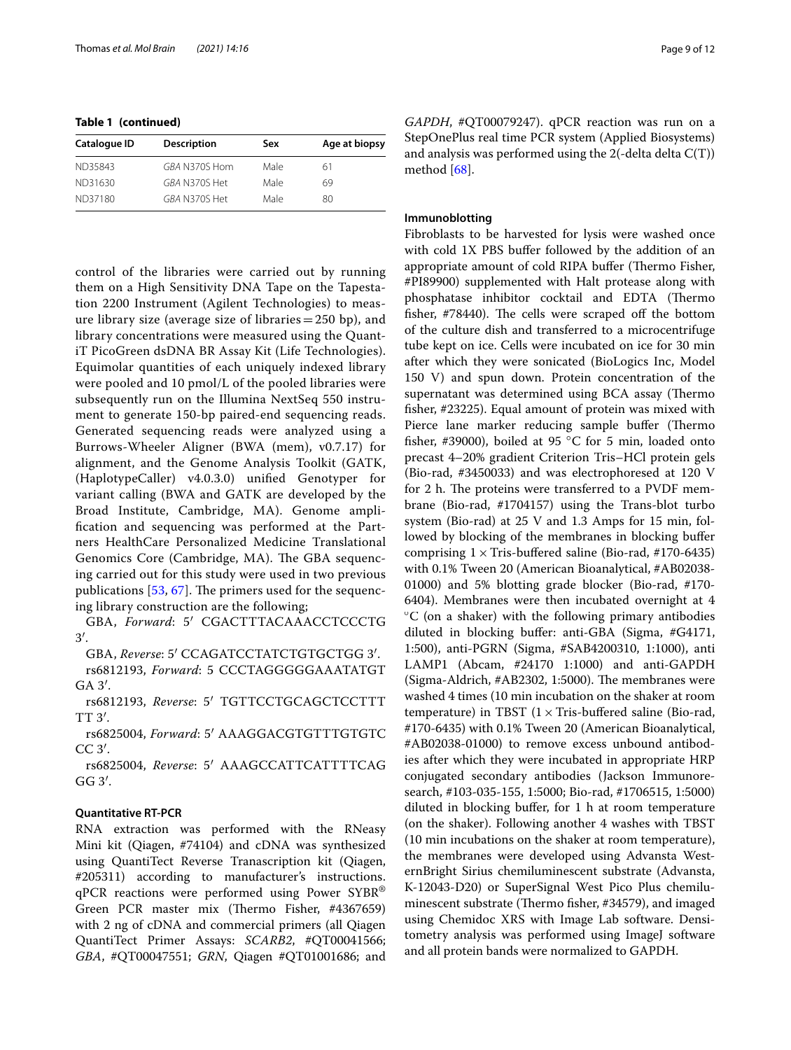**Table 1 (continued)**

| Catalogue ID | Description | Sex | Age at biopsy |
|---|---|---|---|
| ND35843 | *GBA* N370S Hom | Male | 61 |
| ND31630 | *GBA* N370S Het | Male | 69 |
| ND37180 | *GBA* N370S Het | Male | 80 |

control of the libraries were carried out by running them on a High Sensitivity DNA Tape on the Tapestation 2200 Instrument (Agilent Technologies) to measure library size (average size of libraries = 250 bp), and library concentrations were measured using the Quant-iT PicoGreen dsDNA BR Assay Kit (Life Technologies). Equimolar quantities of each uniquely indexed library were pooled and 10 pmol/L of the pooled libraries were subsequently run on the Illumina NextSeq 550 instrument to generate 150-bp paired-end sequencing reads. Generated sequencing reads were analyzed using a Burrows-Wheeler Aligner (BWA (mem), v0.7.17) for alignment, and the Genome Analysis Toolkit (GATK, (HaplotypeCaller) v4.0.3.0) unified Genotyper for variant calling (BWA and GATK are developed by the Broad Institute, Cambridge, MA). Genome amplification and sequencing was performed at the Partners HealthCare Personalized Medicine Translational Genomics Core (Cambridge, MA). The GBA sequencing carried out for this study were used in two previous publications [53, 67]. The primers used for the sequencing library construction are the following;

GBA, *Forward*: 5′ CGACTTTACAAACCTCCCTG 3′.

GBA, *Reverse*: 5′ CCAGATCCTATCTGTGCTGG 3′.

rs6812193, *Forward*: 5 CCCTAGGGGGAAATATGTGA 3′.

rs6812193, *Reverse*: 5′ TGTTCCTGCAGCTCCTTTTT 3′.

rs6825004, *Forward*: 5′ AAAGGACGTGTTTGTGTCCC 3′.

rs6825004, *Reverse*: 5′ AAAGCCATTCATTTTCAGGG 3′.

#### Quantitative RT-PCR

RNA extraction was performed with the RNeasy Mini kit (Qiagen, #74104) and cDNA was synthesized using QuantiTect Reverse Transcription kit (Qiagen, #205311) according to manufacturer's instructions. qPCR reactions were performed using Power SYBR® Green PCR master mix (Thermo Fisher, #4367659) with 2 ng of cDNA and commercial primers (all Qiagen QuantiTect Primer Assays: *SCARB2*, #QT00041566; *GBA*, #QT00047551; *GRN*, Qiagen #QT01001686; and *GAPDH*, #QT00079247). qPCR reaction was run on a StepOnePlus real time PCR system (Applied Biosystems) and analysis was performed using the 2(-delta delta C(T)) method [68].

#### Immunoblotting

Fibroblasts to be harvested for lysis were washed once with cold 1X PBS buffer followed by the addition of an appropriate amount of cold RIPA buffer (Thermo Fisher, #PI89900) supplemented with Halt protease along with phosphatase inhibitor cocktail and EDTA (Thermo fisher, #78440). The cells were scraped off the bottom of the culture dish and transferred to a microcentrifuge tube kept on ice. Cells were incubated on ice for 30 min after which they were sonicated (BioLogics Inc, Model 150 V) and spun down. Protein concentration of the supernatant was determined using BCA assay (Thermo fisher, #23225). Equal amount of protein was mixed with Pierce lane marker reducing sample buffer (Thermo fisher, #39000), boiled at 95 °C for 5 min, loaded onto precast 4–20% gradient Criterion Tris–HCl protein gels (Bio-rad, #3450033) and was electrophoresed at 120 V for 2 h. The proteins were transferred to a PVDF membrane (Bio-rad, #1704157) using the Trans-blot turbo system (Bio-rad) at 25 V and 1.3 Amps for 15 min, followed by blocking of the membranes in blocking buffer comprising 1 × Tris-buffered saline (Bio-rad, #170-6435) with 0.1% Tween 20 (American Bioanalytical, #AB02038-01000) and 5% blotting grade blocker (Bio-rad, #170-6404). Membranes were then incubated overnight at 4 °C (on a shaker) with the following primary antibodies diluted in blocking buffer: anti-GBA (Sigma, #G4171, 1:500), anti-PGRN (Sigma, #SAB4200310, 1:1000), anti LAMP1 (Abcam, #24170 1:1000) and anti-GAPDH (Sigma-Aldrich, #AB2302, 1:5000). The membranes were washed 4 times (10 min incubation on the shaker at room temperature) in TBST (1 × Tris-buffered saline (Bio-rad, #170-6435) with 0.1% Tween 20 (American Bioanalytical, #AB02038-01000) to remove excess unbound antibodies after which they were incubated in appropriate HRP conjugated secondary antibodies (Jackson Immunoresearch, #103-035-155, 1:5000; Bio-rad, #1706515, 1:5000) diluted in blocking buffer, for 1 h at room temperature (on the shaker). Following another 4 washes with TBST (10 min incubations on the shaker at room temperature), the membranes were developed using Advansta WesternBright Sirius chemiluminescent substrate (Advansta, K-12043-D20) or SuperSignal West Pico Plus chemiluminescent substrate (Thermo fisher, #34579), and imaged using Chemidoc XRS with Image Lab software. Densitometry analysis was performed using ImageJ software and all protein bands were normalized to GAPDH.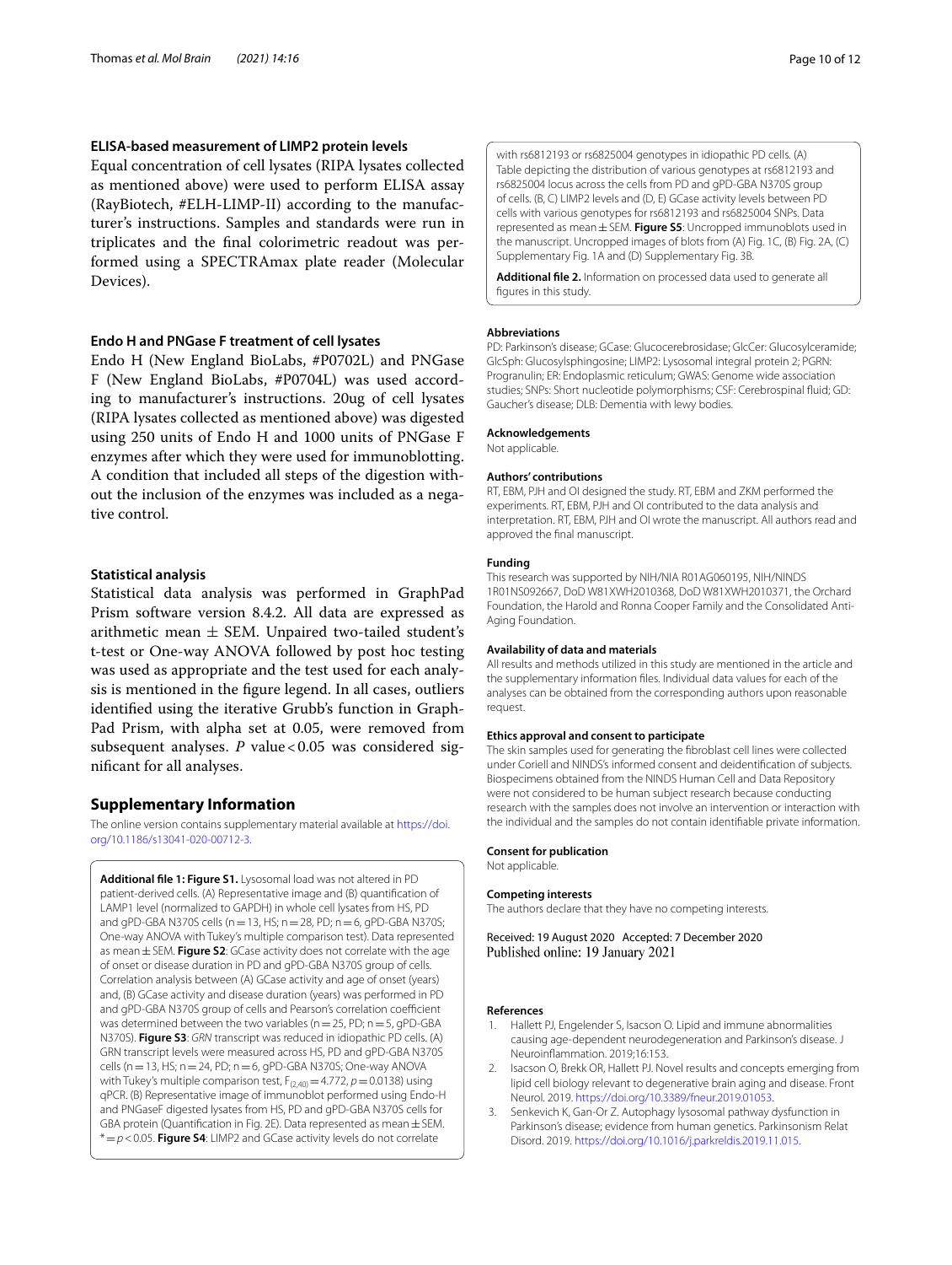### ELISA-based measurement of LIMP2 protein levels

Equal concentration of cell lysates (RIPA lysates collected as mentioned above) were used to perform ELISA assay (RayBiotech, #ELH-LIMP-II) according to the manufacturer's instructions. Samples and standards were run in triplicates and the final colorimetric readout was performed using a SPECTRAmax plate reader (Molecular Devices).

### Endo H and PNGase F treatment of cell lysates

Endo H (New England BioLabs, #P0702L) and PNGase F (New England BioLabs, #P0704L) was used according to manufacturer's instructions. 20ug of cell lysates (RIPA lysates collected as mentioned above) was digested using 250 units of Endo H and 1000 units of PNGase F enzymes after which they were used for immunoblotting. A condition that included all steps of the digestion without the inclusion of the enzymes was included as a negative control.

### Statistical analysis

Statistical data analysis was performed in GraphPad Prism software version 8.4.2. All data are expressed as arithmetic mean ± SEM. Unpaired two-tailed student's t-test or One-way ANOVA followed by post hoc testing was used as appropriate and the test used for each analysis is mentioned in the figure legend. In all cases, outliers identified using the iterative Grubb's function in GraphPad Prism, with alpha set at 0.05, were removed from subsequent analyses. *P* value < 0.05 was considered significant for all analyses.

## Supplementary Information

The online version contains supplementary material available at https://doi.org/10.1186/s13041-020-00712-3.

**Additional file 1: Figure S1.** Lysosomal load was not altered in PD patient-derived cells. (A) Representative image and (B) quantification of LAMP1 level (normalized to GAPDH) in whole cell lysates from HS, PD and gPD-GBA N370S cells (n = 13, HS; n = 28, PD; n = 6, gPD-GBA N370S; One-way ANOVA with Tukey's multiple comparison test). Data represented as mean ± SEM. **Figure S2**: GCase activity does not correlate with the age of onset or disease duration in PD and gPD-GBA N370S group of cells. Correlation analysis between (A) GCase activity and age of onset (years) and, (B) GCase activity and disease duration (years) was performed in PD and gPD-GBA N370S group of cells and Pearson's correlation coefficient was determined between the two variables (n = 25, PD; n = 5, gPD-GBA N370S). **Figure S3**: *GRN* transcript was reduced in idiopathic PD cells. (A) GRN transcript levels were measured across HS, PD and gPD-GBA N370S cells (n = 13, HS; n = 24, PD; n = 6, gPD-GBA N370S; One-way ANOVA with Tukey's multiple comparison test, $F_{(2,40)} = 4.772$, $p = 0.0138$) using qPCR. (B) Representative image of immunoblot performed using Endo-H and PNGaseF digested lysates from HS, PD and gPD-GBA N370S cells for GBA protein (Quantification in Fig. 2E). Data represented as mean ± SEM. * = $p < 0.05$. **Figure S4**: LIMP2 and GCase activity levels do not correlate with rs6812193 or rs6825004 genotypes in idiopathic PD cells. (A) Table depicting the distribution of various genotypes at rs6812193 and rs6825004 locus across the cells from PD and gPD-GBA N370S group of cells. (B, C) LIMP2 levels and (D, E) GCase activity levels between PD cells with various genotypes for rs6812193 and rs6825004 SNPs. Data represented as mean ± SEM. **Figure S5**: Uncropped immunoblots used in the manuscript. Uncropped images of blots from (A) Fig. 1C, (B) Fig. 2A, (C) Supplementary Fig. 1A and (D) Supplementary Fig. 3B.

**Additional file 2.** Information on processed data used to generate all figures in this study.

### Abbreviations

PD: Parkinson's disease; GCase: Glucocerebrosidase; GlcCer: Glucosylceramide; GlcSph: Glucosylsphingosine; LIMP2: Lysosomal integral protein 2; PGRN: Progranulin; ER: Endoplasmic reticulum; GWAS: Genome wide association studies; SNPs: Short nucleotide polymorphisms; CSF: Cerebrospinal fluid; GD: Gaucher's disease; DLB: Dementia with lewy bodies.

### Acknowledgements

Not applicable.

### Authors' contributions

RT, EBM, PJH and OI designed the study. RT, EBM and ZKM performed the experiments. RT, EBM, PJH and OI contributed to the data analysis and interpretation. RT, EBM, PJH and OI wrote the manuscript. All authors read and approved the final manuscript.

### Funding

This research was supported by NIH/NIA R01AG060195, NIH/NINDS 1R01NS092667, DoD W81XWH2010368, DoD W81XWH2010371, the Orchard Foundation, the Harold and Ronna Cooper Family and the Consolidated Anti-Aging Foundation.

### Availability of data and materials

All results and methods utilized in this study are mentioned in the article and the supplementary information files. Individual data values for each of the analyses can be obtained from the corresponding authors upon reasonable request.

### Ethics approval and consent to participate

The skin samples used for generating the fibroblast cell lines were collected under Coriell and NINDS's informed consent and deidentification of subjects. Biospecimens obtained from the NINDS Human Cell and Data Repository were not considered to be human subject research because conducting research with the samples does not involve an intervention or interaction with the individual and the samples do not contain identifiable private information.

### Consent for publication

Not applicable.

### Competing interests

The authors declare that they have no competing interests.

Received: 19 August 2020 Accepted: 7 December 2020
Published online: 19 January 2021

### References

1. Hallett PJ, Engelender S, Isacson O. Lipid and immune abnormalities causing age-dependent neurodegeneration and Parkinson's disease. J Neuroinflammation. 2019;16:153.
2. Isacson O, Brekk OR, Hallett PJ. Novel results and concepts emerging from lipid cell biology relevant to degenerative brain aging and disease. Front Neurol. 2019. https://doi.org/10.3389/fneur.2019.01053.
3. Senkevich K, Gan-Or Z. Autophagy lysosomal pathway dysfunction in Parkinson's disease; evidence from human genetics. Parkinsonism Relat Disord. 2019. https://doi.org/10.1016/j.parkreldis.2019.11.015.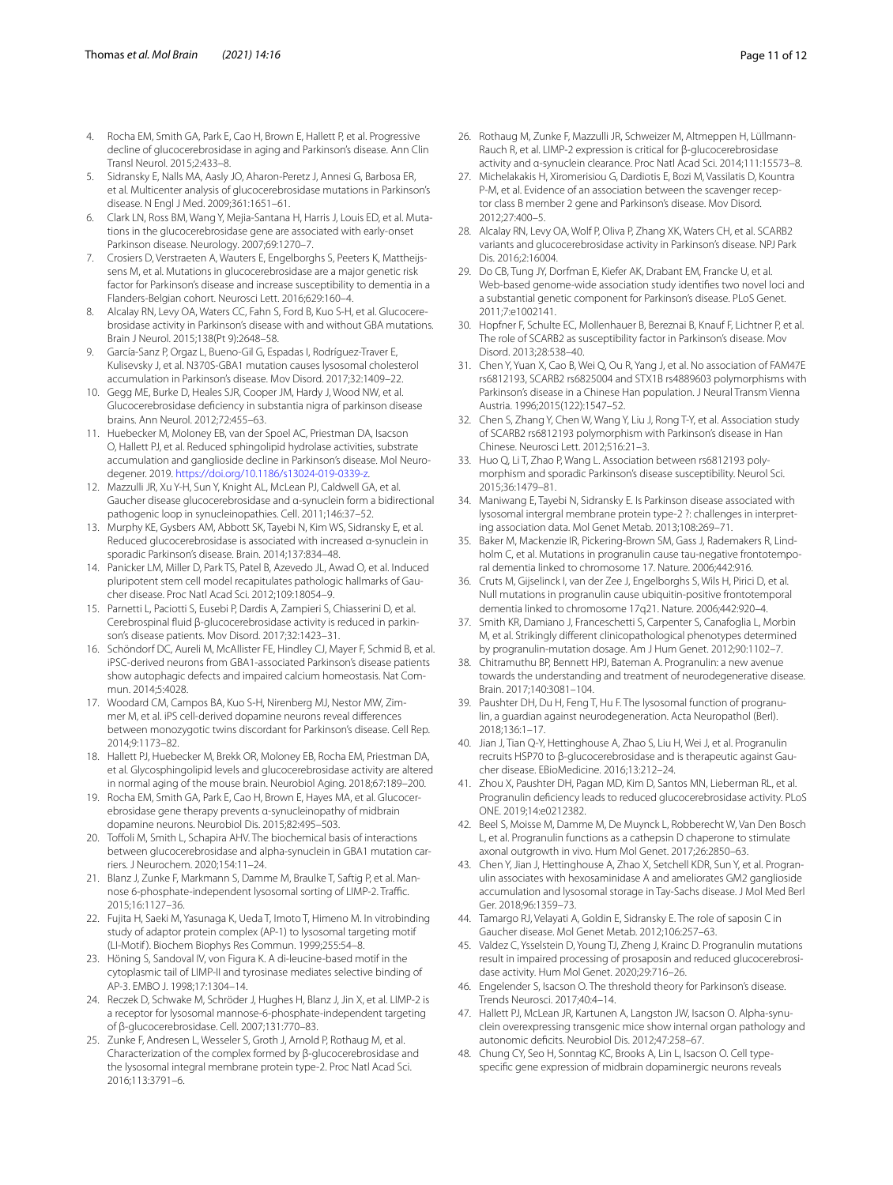4. Rocha EM, Smith GA, Park E, Cao H, Brown E, Hallett P, et al. Progressive decline of glucocerebrosidase in aging and Parkinson's disease. Ann Clin Transl Neurol. 2015;2:433–8.
5. Sidransky E, Nalls MA, Aasly JO, Aharon-Peretz J, Annesi G, Barbosa ER, et al. Multicenter analysis of glucocerebrosidase mutations in Parkinson's disease. N Engl J Med. 2009;361:1651–61.
6. Clark LN, Ross BM, Wang Y, Mejia-Santana H, Harris J, Louis ED, et al. Mutations in the glucocerebrosidase gene are associated with early-onset Parkinson disease. Neurology. 2007;69:1270–7.
7. Crosiers D, Verstraeten A, Wauters E, Engelborghs S, Peeters K, Mattheijssens M, et al. Mutations in glucocerebrosidase are a major genetic risk factor for Parkinson's disease and increase susceptibility to dementia in a Flanders-Belgian cohort. Neurosci Lett. 2016;629:160–4.
8. Alcalay RN, Levy OA, Waters CC, Fahn S, Ford B, Kuo S-H, et al. Glucocerebrosidase activity in Parkinson's disease with and without GBA mutations. Brain J Neurol. 2015;138(Pt 9):2648–58.
9. García-Sanz P, Orgaz L, Bueno-Gil G, Espadas I, Rodríguez-Traver E, Kulisevsky J, et al. N370S-GBA1 mutation causes lysosomal cholesterol accumulation in Parkinson's disease. Mov Disord. 2017;32:1409–22.
10. Gegg ME, Burke D, Heales SJR, Cooper JM, Hardy J, Wood NW, et al. Glucocerebrosidase deficiency in substantia nigra of parkinson disease brains. Ann Neurol. 2012;72:455–63.
11. Huebecker M, Moloney EB, van der Spoel AC, Priestman DA, Isacson O, Hallett PJ, et al. Reduced sphingolipid hydrolase activities, substrate accumulation and ganglioside decline in Parkinson's disease. Mol Neurodegener. 2019. https://doi.org/10.1186/s13024-019-0339-z.
12. Mazzulli JR, Xu Y-H, Sun Y, Knight AL, McLean PJ, Caldwell GA, et al. Gaucher disease glucocerebrosidase and α-synuclein form a bidirectional pathogenic loop in synucleinopathies. Cell. 2011;146:37–52.
13. Murphy KE, Gysbers AM, Abbott SK, Tayebi N, Kim WS, Sidransky E, et al. Reduced glucocerebrosidase is associated with increased α-synuclein in sporadic Parkinson's disease. Brain. 2014;137:834–48.
14. Panicker LM, Miller D, Park TS, Patel B, Azevedo JL, Awad O, et al. Induced pluripotent stem cell model recapitulates pathologic hallmarks of Gaucher disease. Proc Natl Acad Sci. 2012;109:18054–9.
15. Parnetti L, Paciotti S, Eusebi P, Dardis A, Zampieri S, Chiasserini D, et al. Cerebrospinal fluid β-glucocerebrosidase activity is reduced in parkinson's disease patients. Mov Disord. 2017;32:1423–31.
16. Schöndorf DC, Aureli M, McAllister FE, Hindley CJ, Mayer F, Schmid B, et al. iPSC-derived neurons from GBA1-associated Parkinson's disease patients show autophagic defects and impaired calcium homeostasis. Nat Commun. 2014;5:4028.
17. Woodard CM, Campos BA, Kuo S-H, Nirenberg MJ, Nestor MW, Zimmer M, et al. iPS cell-derived dopamine neurons reveal differences between monozygotic twins discordant for Parkinson's disease. Cell Rep. 2014;9:1173–82.
18. Hallett PJ, Huebecker M, Brekk OR, Moloney EB, Rocha EM, Priestman DA, et al. Glycosphingolipid levels and glucocerebrosidase activity are altered in normal aging of the mouse brain. Neurobiol Aging. 2018;67:189–200.
19. Rocha EM, Smith GA, Park E, Cao H, Brown E, Hayes MA, et al. Glucocerebrosidase gene therapy prevents α-synucleinopathy of midbrain dopamine neurons. Neurobiol Dis. 2015;82:495–503.
20. Toffoli M, Smith L, Schapira AHV. The biochemical basis of interactions between glucocerebrosidase and alpha-synuclein in GBA1 mutation carriers. J Neurochem. 2020;154:11–24.
21. Blanz J, Zunke F, Markmann S, Damme M, Braulke T, Saftig P, et al. Mannose 6-phosphate-independent lysosomal sorting of LIMP-2. Traffic. 2015;16:1127–36.
22. Fujita H, Saeki M, Yasunaga K, Ueda T, Imoto T, Himeno M. In vitrobinding study of adaptor protein complex (AP-1) to lysosomal targeting motif (LI-Motif). Biochem Biophys Res Commun. 1999;255:54–8.
23. Höning S, Sandoval IV, von Figura K. A di-leucine-based motif in the cytoplasmic tail of LIMP-II and tyrosinase mediates selective binding of AP-3. EMBO J. 1998;17:1304–14.
24. Reczek D, Schwake M, Schröder J, Hughes H, Blanz J, Jin X, et al. LIMP-2 is a receptor for lysosomal mannose-6-phosphate-independent targeting of β-glucocerebrosidase. Cell. 2007;131:770–83.
25. Zunke F, Andresen L, Wesseler S, Groth J, Arnold P, Rothaug M, et al. Characterization of the complex formed by β-glucocerebrosidase and the lysosomal integral membrane protein type-2. Proc Natl Acad Sci. 2016;113:3791–6.
26. Rothaug M, Zunke F, Mazzulli JR, Schweizer M, Altmeppen H, Lüllmann-Rauch R, et al. LIMP-2 expression is critical for β-glucocerebrosidase activity and α-synuclein clearance. Proc Natl Acad Sci. 2014;111:15573–8.
27. Michelakakis H, Xiromerisiou G, Dardiotis E, Bozi M, Vassilatis D, Kountra P-M, et al. Evidence of an association between the scavenger receptor class B member 2 gene and Parkinson's disease. Mov Disord. 2012;27:400–5.
28. Alcalay RN, Levy OA, Wolf P, Oliva P, Zhang XK, Waters CH, et al. SCARB2 variants and glucocerebrosidase activity in Parkinson's disease. NPJ Park Dis. 2016;2:16004.
29. Do CB, Tung JY, Dorfman E, Kiefer AK, Drabant EM, Francke U, et al. Web-based genome-wide association study identifies two novel loci and a substantial genetic component for Parkinson's disease. PLoS Genet. 2011;7:e1002141.
30. Hopfner F, Schulte EC, Mollenhauer B, Bereznai B, Knauf F, Lichtner P, et al. The role of SCARB2 as susceptibility factor in Parkinson's disease. Mov Disord. 2013;28:538–40.
31. Chen Y, Yuan X, Cao B, Wei Q, Ou R, Yang J, et al. No association of FAM47E rs6812193, SCARB2 rs6825004 and STX1B rs4889603 polymorphisms with Parkinson's disease in a Chinese Han population. J Neural Transm Vienna Austria. 1996;2015(122):1547–52.
32. Chen S, Zhang Y, Chen W, Wang Y, Liu J, Rong T-Y, et al. Association study of SCARB2 rs6812193 polymorphism with Parkinson's disease in Han Chinese. Neurosci Lett. 2012;516:21–3.
33. Huo Q, Li T, Zhao P, Wang L. Association between rs6812193 polymorphism and sporadic Parkinson's disease susceptibility. Neurol Sci. 2015;36:1479–81.
34. Maniwang E, Tayebi N, Sidransky E. Is Parkinson disease associated with lysosomal intergral membrane protein type-2 ?: challenges in interpreting association data. Mol Genet Metab. 2013;108:269–71.
35. Baker M, Mackenzie IR, Pickering-Brown SM, Gass J, Rademakers R, Lindholm C, et al. Mutations in progranulin cause tau-negative frontotemporal dementia linked to chromosome 17. Nature. 2006;442:916.
36. Cruts M, Gijselinck I, van der Zee J, Engelborghs S, Wils H, Pirici D, et al. Null mutations in progranulin cause ubiquitin-positive frontotemporal dementia linked to chromosome 17q21. Nature. 2006;442:920–4.
37. Smith KR, Damiano J, Franceschetti S, Carpenter S, Canafoglia L, Morbin M, et al. Strikingly different clinicopathological phenotypes determined by progranulin-mutation dosage. Am J Hum Genet. 2012;90:1102–7.
38. Chitramuthu BP, Bennett HPJ, Bateman A. Progranulin: a new avenue towards the understanding and treatment of neurodegenerative disease. Brain. 2017;140:3081–104.
39. Paushter DH, Du H, Feng T, Hu F. The lysosomal function of progranulin, a guardian against neurodegeneration. Acta Neuropathol (Berl). 2018;136:1–17.
40. Jian J, Tian Q-Y, Hettinghouse A, Zhao S, Liu H, Wei J, et al. Progranulin recruits HSP70 to β-glucocerebrosidase and is therapeutic against Gaucher disease. EBioMedicine. 2016;13:212–24.
41. Zhou X, Paushter DH, Pagan MD, Kim D, Santos MN, Lieberman RL, et al. Progranulin deficiency leads to reduced glucocerebrosidase activity. PLoS ONE. 2019;14:e0212382.
42. Beel S, Moisse M, Damme M, De Muynck L, Robberecht W, Van Den Bosch L, et al. Progranulin functions as a cathepsin D chaperone to stimulate axonal outgrowth in vivo. Hum Mol Genet. 2017;26:2850–63.
43. Chen Y, Jian J, Hettinghouse A, Zhao X, Setchell KDR, Sun Y, et al. Progranulin associates with hexosaminidase A and ameliorates GM2 ganglioside accumulation and lysosomal storage in Tay-Sachs disease. J Mol Med Berl Ger. 2018;96:1359–73.
44. Tamargo RJ, Velayati A, Goldin E, Sidransky E. The role of saposin C in Gaucher disease. Mol Genet Metab. 2012;106:257–63.
45. Valdez C, Ysselstein D, Young TJ, Zheng J, Krainc D. Progranulin mutations result in impaired processing of prosaposin and reduced glucocerebrosidase activity. Hum Mol Genet. 2020;29:716–26.
46. Engelender S, Isacson O. The threshold theory for Parkinson's disease. Trends Neurosci. 2017;40:4–14.
47. Hallett PJ, McLean JR, Kartunen A, Langston JW, Isacson O. Alpha-synuclein overexpressing transgenic mice show internal organ pathology and autonomic deficits. Neurobiol Dis. 2012;47:258–67.
48. Chung CY, Seo H, Sonntag KC, Brooks A, Lin L, Isacson O. Cell type-specific gene expression of midbrain dopaminergic neurons reveals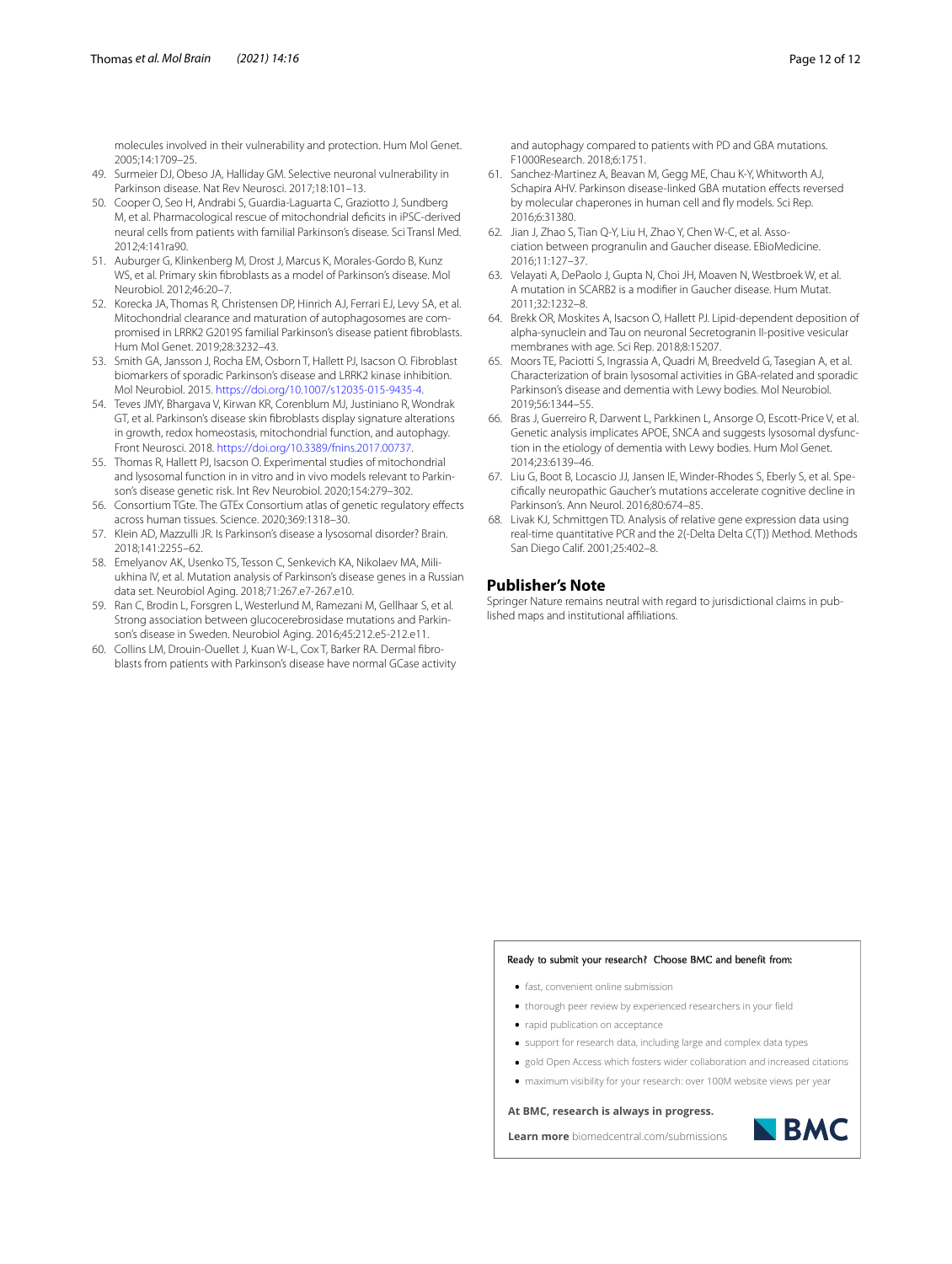molecules involved in their vulnerability and protection. Hum Mol Genet. 2005;14:1709–25.

49. Surmeier DJ, Obeso JA, Halliday GM. Selective neuronal vulnerability in Parkinson disease. Nat Rev Neurosci. 2017;18:101–13.
50. Cooper O, Seo H, Andrabi S, Guardia-Laguarta C, Graziotto J, Sundberg M, et al. Pharmacological rescue of mitochondrial deficits in iPSC-derived neural cells from patients with familial Parkinson's disease. Sci Transl Med. 2012;4:141ra90.
51. Auburger G, Klinkenberg M, Drost J, Marcus K, Morales-Gordo B, Kunz WS, et al. Primary skin fibroblasts as a model of Parkinson's disease. Mol Neurobiol. 2012;46:20–7.
52. Korecka JA, Thomas R, Christensen DP, Hinrich AJ, Ferrari EJ, Levy SA, et al. Mitochondrial clearance and maturation of autophagosomes are compromised in LRRK2 G2019S familial Parkinson's disease patient fibroblasts. Hum Mol Genet. 2019;28:3232–43.
53. Smith GA, Jansson J, Rocha EM, Osborn T, Hallett PJ, Isacson O. Fibroblast biomarkers of sporadic Parkinson's disease and LRRK2 kinase inhibition. Mol Neurobiol. 2015. https://doi.org/10.1007/s12035-015-9435-4.
54. Teves JMY, Bhargava V, Kirwan KR, Corenblum MJ, Justiniano R, Wondrak GT, et al. Parkinson's disease skin fibroblasts display signature alterations in growth, redox homeostasis, mitochondrial function, and autophagy. Front Neurosci. 2018. https://doi.org/10.3389/fnins.2017.00737.
55. Thomas R, Hallett PJ, Isacson O. Experimental studies of mitochondrial and lysosomal function in in vitro and in vivo models relevant to Parkinson's disease genetic risk. Int Rev Neurobiol. 2020;154:279–302.
56. Consortium TGte. The GTEx Consortium atlas of genetic regulatory effects across human tissues. Science. 2020;369:1318–30.
57. Klein AD, Mazzulli JR. Is Parkinson's disease a lysosomal disorder? Brain. 2018;141:2255–62.
58. Emelyanov AK, Usenko TS, Tesson C, Senkevich KA, Nikolaev MA, Miliukhina IV, et al. Mutation analysis of Parkinson's disease genes in a Russian data set. Neurobiol Aging. 2018;71:267.e7-267.e10.
59. Ran C, Brodin L, Forsgren L, Westerlund M, Ramezani M, Gellhaar S, et al. Strong association between glucocerebrosidase mutations and Parkinson's disease in Sweden. Neurobiol Aging. 2016;45:212.e5-212.e11.
60. Collins LM, Drouin-Ouellet J, Kuan W-L, Cox T, Barker RA. Dermal fibroblasts from patients with Parkinson's disease have normal GCase activity and autophagy compared to patients with PD and GBA mutations. F1000Research. 2018;6:1751.
61. Sanchez-Martinez A, Beavan M, Gegg ME, Chau K-Y, Whitworth AJ, Schapira AHV. Parkinson disease-linked GBA mutation effects reversed by molecular chaperones in human cell and fly models. Sci Rep. 2016;6:31380.
62. Jian J, Zhao S, Tian Q-Y, Liu H, Zhao Y, Chen W-C, et al. Association between progranulin and Gaucher disease. EBioMedicine. 2016;11:127–37.
63. Velayati A, DePaolo J, Gupta N, Choi JH, Moaven N, Westbroek W, et al. A mutation in SCARB2 is a modifier in Gaucher disease. Hum Mutat. 2011;32:1232–8.
64. Brekk OR, Moskites A, Isacson O, Hallett PJ. Lipid-dependent deposition of alpha-synuclein and Tau on neuronal Secretogranin II-positive vesicular membranes with age. Sci Rep. 2018;8:15207.
65. Moors TE, Paciotti S, Ingrassia A, Quadri M, Breedveld G, Tasegian A, et al. Characterization of brain lysosomal activities in GBA-related and sporadic Parkinson's disease and dementia with Lewy bodies. Mol Neurobiol. 2019;56:1344–55.
66. Bras J, Guerreiro R, Darwent L, Parkkinen L, Ansorge O, Escott-Price V, et al. Genetic analysis implicates APOE, SNCA and suggests lysosomal dysfunction in the etiology of dementia with Lewy bodies. Hum Mol Genet. 2014;23:6139–46.
67. Liu G, Boot B, Locascio JJ, Jansen IE, Winder-Rhodes S, Eberly S, et al. Specifically neuropathic Gaucher's mutations accelerate cognitive decline in Parkinson's. Ann Neurol. 2016;80:674–85.
68. Livak KJ, Schmittgen TD. Analysis of relative gene expression data using real-time quantitative PCR and the 2(-Delta Delta C(T)) Method. Methods San Diego Calif. 2001;25:402–8.

## Publisher's Note

Springer Nature remains neutral with regard to jurisdictional claims in published maps and institutional affiliations.

Ready to submit your research? Choose BMC and benefit from:

- fast, convenient online submission
- thorough peer review by experienced researchers in your field
- rapid publication on acceptance
- support for research data, including large and complex data types
- gold Open Access which fosters wider collaboration and increased citations
- maximum visibility for your research: over 100M website views per year

**At BMC, research is always in progress.**

**Learn more** biomedcentral.com/submissions

BMC